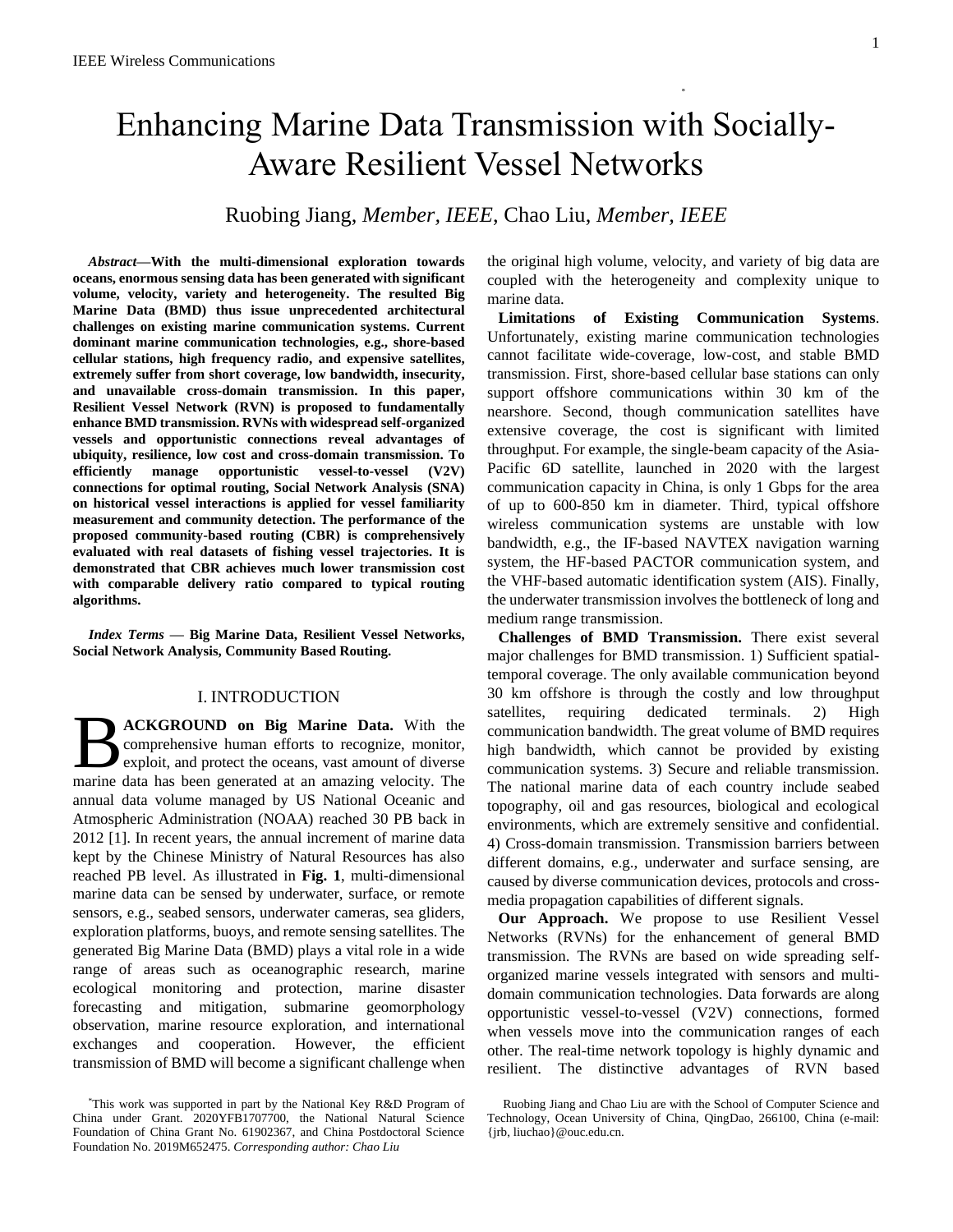# Enhancing Marine Data Transmission with Socially-Aware Resilient Vessel Networks

Ruobing Jiang, *Member, IEEE*, Chao Liu, *Member, IEEE*

***Abstract*—With the multi-dimensional exploration towards oceans, enormous sensing data has been generated with significant volume, velocity, variety and heterogeneity. The resulted Big Marine Data (BMD) thus issue unprecedented architectural challenges on existing marine communication systems. Current dominant marine communication technologies, e.g., shore-based cellular stations, high frequency radio, and expensive satellites, extremely suffer from short coverage, low bandwidth, insecurity, and unavailable cross-domain transmission. In this paper, Resilient Vessel Network (RVN) is proposed to fundamentally enhance BMD transmission. RVNs with widespread self-organized vessels and opportunistic connections reveal advantages of ubiquity, resilience, low cost and cross-domain transmission. To efficiently manage opportunistic vessel-to-vessel (V2V) connections for optimal routing, Social Network Analysis (SNA) on historical vessel interactions is applied for vessel familiarity measurement and community detection. The performance of the proposed community-based routing (CBR) is comprehensively evaluated with real datasets of fishing vessel trajectories. It is demonstrated that CBR achieves much lower transmission cost with comparable delivery ratio compared to typical routing algorithms.**

***Index Terms*** **— Big Marine Data, Resilient Vessel Networks, Social Network Analysis, Community Based Routing.**

## I. INTRODUCTION

**BACKGROUND on Big Marine Data.** With the comprehensive human efforts to recognize, monitor, exploit, and protect the oceans, vast amount of diverse marine data has been generated at an amazing velocity. The annual data volume managed by US National Oceanic and Atmospheric Administration (NOAA) reached 30 PB back in 2012 [1]. In recent years, the annual increment of marine data kept by the Chinese Ministry of Natural Resources has also reached PB level. As illustrated in **Fig. 1**, multi-dimensional marine data can be sensed by underwater, surface, or remote sensors, e.g., seabed sensors, underwater cameras, sea gliders, exploration platforms, buoys, and remote sensing satellites. The generated Big Marine Data (BMD) plays a vital role in a wide range of areas such as oceanographic research, marine ecological monitoring and protection, marine disaster forecasting and mitigation, submarine geomorphology observation, marine resource exploration, and international exchanges and cooperation. However, the efficient transmission of BMD will become a significant challenge when the original high volume, velocity, and variety of big data are coupled with the heterogeneity and complexity unique to marine data.

**Limitations of Existing Communication Systems**. Unfortunately, existing marine communication technologies cannot facilitate wide-coverage, low-cost, and stable BMD transmission. First, shore-based cellular base stations can only support offshore communications within 30 km of the nearshore. Second, though communication satellites have extensive coverage, the cost is significant with limited throughput. For example, the single-beam capacity of the Asia-Pacific 6D satellite, launched in 2020 with the largest communication capacity in China, is only 1 Gbps for the area of up to 600-850 km in diameter. Third, typical offshore wireless communication systems are unstable with low bandwidth, e.g., the IF-based NAVTEX navigation warning system, the HF-based PACTOR communication system, and the VHF-based automatic identification system (AIS). Finally, the underwater transmission involves the bottleneck of long and medium range transmission.

**Challenges of BMD Transmission.** There exist several major challenges for BMD transmission. 1) Sufficient spatial-temporal coverage. The only available communication beyond 30 km offshore is through the costly and low throughput satellites, requiring dedicated terminals. 2) High communication bandwidth. The great volume of BMD requires high bandwidth, which cannot be provided by existing communication systems. 3) Secure and reliable transmission. The national marine data of each country include seabed topography, oil and gas resources, biological and ecological environments, which are extremely sensitive and confidential. 4) Cross-domain transmission. Transmission barriers between different domains, e.g., underwater and surface sensing, are caused by diverse communication devices, protocols and cross-media propagation capabilities of different signals.

**Our Approach.** We propose to use Resilient Vessel Networks (RVNs) for the enhancement of general BMD transmission. The RVNs are based on wide spreading self-organized marine vessels integrated with sensors and multi-domain communication technologies. Data forwards are along opportunistic vessel-to-vessel (V2V) connections, formed when vessels move into the communication ranges of each other. The real-time network topology is highly dynamic and resilient. The distinctive advantages of RVN based

*This work was supported in part by the National Key R&D Program of China under Grant. 2020YFB1707700, the National Natural Science Foundation of China Grant No. 61902367, and China Postdoctoral Science Foundation No. 2019M652475. *Corresponding author: Chao Liu*

Ruobing Jiang and Chao Liu are with the School of Computer Science and Technology, Ocean University of China, QingDao, 266100, China (e-mail: {jrb, liuchao}@ouc.edu.cn.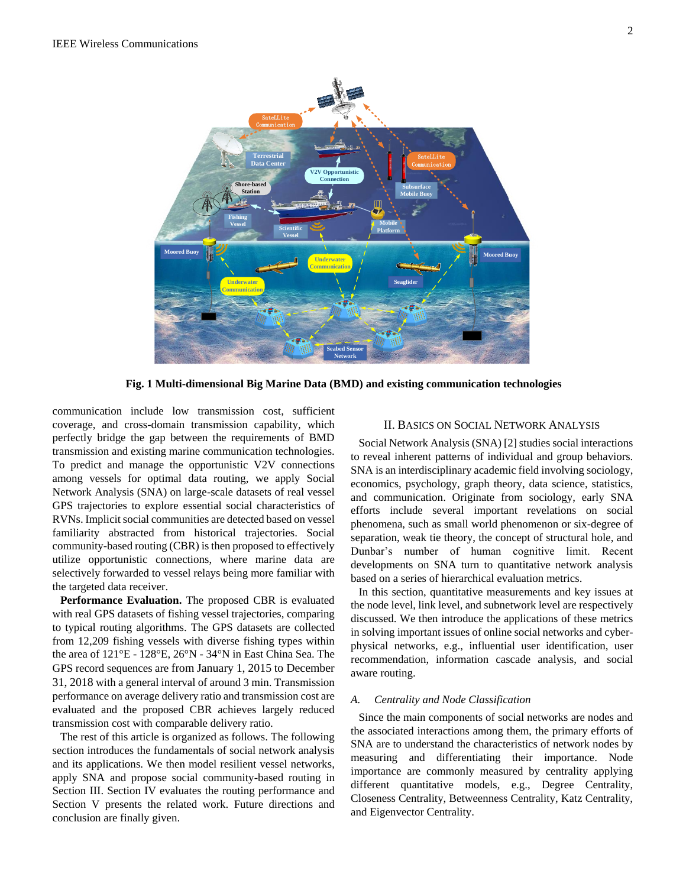Fig. 1 Multi-dimensional Big Marine Data (BMD) and existing communication technologies

communication include low transmission cost, sufficient coverage, and cross-domain transmission capability, which perfectly bridge the gap between the requirements of BMD transmission and existing marine communication technologies. To predict and manage the opportunistic V2V connections among vessels for optimal data routing, we apply Social Network Analysis (SNA) on large-scale datasets of real vessel GPS trajectories to explore essential social characteristics of RVNs. Implicit social communities are detected based on vessel familiarity abstracted from historical trajectories. Social community-based routing (CBR) is then proposed to effectively utilize opportunistic connections, where marine data are selectively forwarded to vessel relays being more familiar with the targeted data receiver.

**Performance Evaluation.** The proposed CBR is evaluated with real GPS datasets of fishing vessel trajectories, comparing to typical routing algorithms. The GPS datasets are collected from 12,209 fishing vessels with diverse fishing types within the area of 121°E - 128°E, 26°N - 34°N in East China Sea. The GPS record sequences are from January 1, 2015 to December 31, 2018 with a general interval of around 3 min. Transmission performance on average delivery ratio and transmission cost are evaluated and the proposed CBR achieves largely reduced transmission cost with comparable delivery ratio.

The rest of this article is organized as follows. The following section introduces the fundamentals of social network analysis and its applications. We then model resilient vessel networks, apply SNA and propose social community-based routing in Section III. Section IV evaluates the routing performance and Section V presents the related work. Future directions and conclusion are finally given.

## II. Basics on Social Network Analysis

Social Network Analysis (SNA) [2] studies social interactions to reveal inherent patterns of individual and group behaviors. SNA is an interdisciplinary academic field involving sociology, economics, psychology, graph theory, data science, statistics, and communication. Originate from sociology, early SNA efforts include several important revelations on social phenomena, such as small world phenomenon or six-degree of separation, weak tie theory, the concept of structural hole, and Dunbar's number of human cognitive limit. Recent developments on SNA turn to quantitative network analysis based on a series of hierarchical evaluation metrics.

In this section, quantitative measurements and key issues at the node level, link level, and subnetwork level are respectively discussed. We then introduce the applications of these metrics in solving important issues of online social networks and cyber-physical networks, e.g., influential user identification, user recommendation, information cascade analysis, and social aware routing.

### A. *Centrality and Node Classification*

Since the main components of social networks are nodes and the associated interactions among them, the primary efforts of SNA are to understand the characteristics of network nodes by measuring and differentiating their importance. Node importance are commonly measured by centrality applying different quantitative models, e.g., Degree Centrality, Closeness Centrality, Betweenness Centrality, Katz Centrality, and Eigenvector Centrality.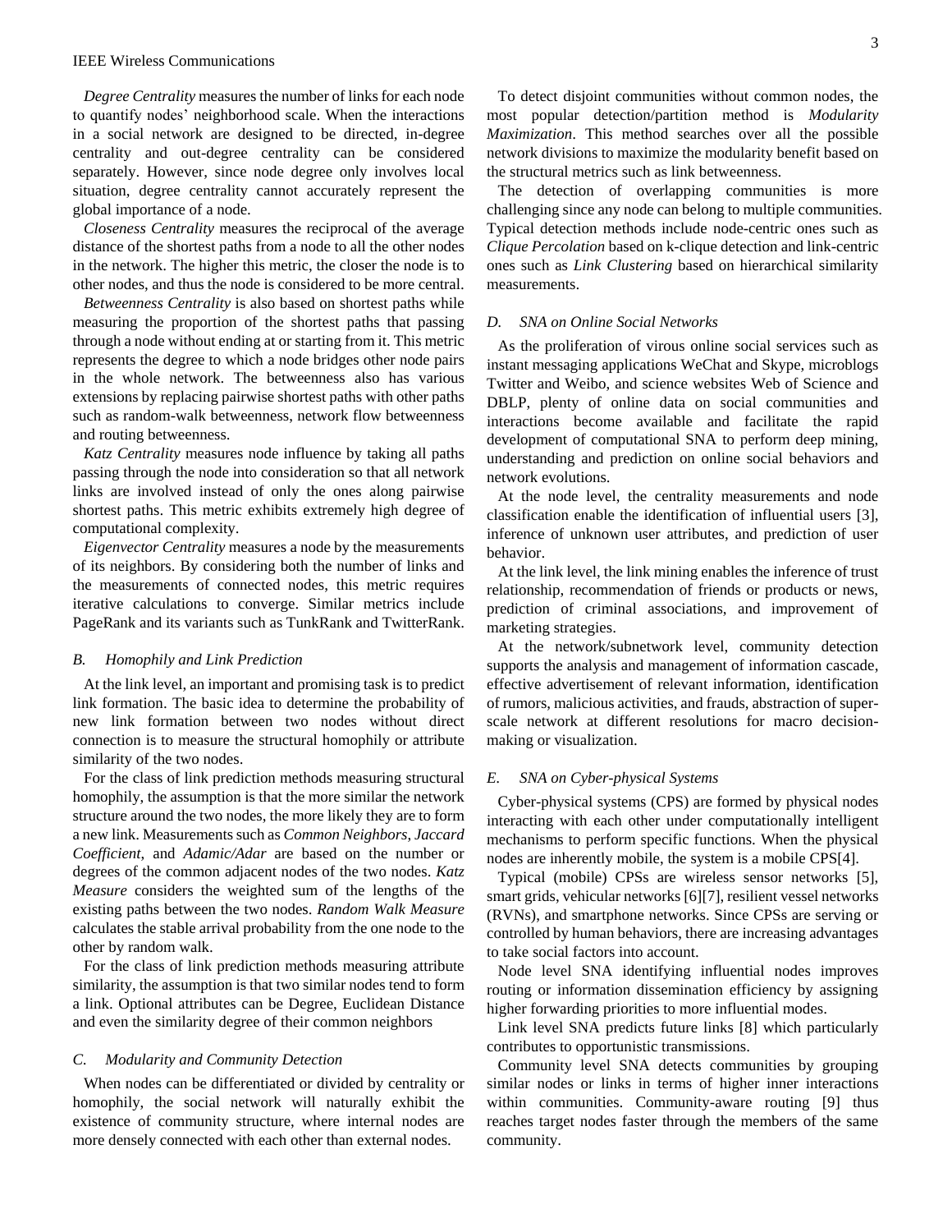*Degree Centrality* measures the number of links for each node to quantify nodes' neighborhood scale. When the interactions in a social network are designed to be directed, in-degree centrality and out-degree centrality can be considered separately. However, since node degree only involves local situation, degree centrality cannot accurately represent the global importance of a node.

*Closeness Centrality* measures the reciprocal of the average distance of the shortest paths from a node to all the other nodes in the network. The higher this metric, the closer the node is to other nodes, and thus the node is considered to be more central.

*Betweenness Centrality* is also based on shortest paths while measuring the proportion of the shortest paths that passing through a node without ending at or starting from it. This metric represents the degree to which a node bridges other node pairs in the whole network. The betweenness also has various extensions by replacing pairwise shortest paths with other paths such as random-walk betweenness, network flow betweenness and routing betweenness.

*Katz Centrality* measures node influence by taking all paths passing through the node into consideration so that all network links are involved instead of only the ones along pairwise shortest paths. This metric exhibits extremely high degree of computational complexity.

*Eigenvector Centrality* measures a node by the measurements of its neighbors. By considering both the number of links and the measurements of connected nodes, this metric requires iterative calculations to converge. Similar metrics include PageRank and its variants such as TunkRank and TwitterRank.

### B. Homophily and Link Prediction

At the link level, an important and promising task is to predict link formation. The basic idea to determine the probability of new link formation between two nodes without direct connection is to measure the structural homophily or attribute similarity of the two nodes.

For the class of link prediction methods measuring structural homophily, the assumption is that the more similar the network structure around the two nodes, the more likely they are to form a new link. Measurements such as *Common Neighbors*, *Jaccard Coefficient*, and *Adamic/Adar* are based on the number or degrees of the common adjacent nodes of the two nodes. *Katz Measure* considers the weighted sum of the lengths of the existing paths between the two nodes. *Random Walk Measure* calculates the stable arrival probability from the one node to the other by random walk.

For the class of link prediction methods measuring attribute similarity, the assumption is that two similar nodes tend to form a link. Optional attributes can be Degree, Euclidean Distance and even the similarity degree of their common neighbors

### C. Modularity and Community Detection

When nodes can be differentiated or divided by centrality or homophily, the social network will naturally exhibit the existence of community structure, where internal nodes are more densely connected with each other than external nodes.

To detect disjoint communities without common nodes, the most popular detection/partition method is *Modularity Maximization*. This method searches over all the possible network divisions to maximize the modularity benefit based on the structural metrics such as link betweenness.

The detection of overlapping communities is more challenging since any node can belong to multiple communities. Typical detection methods include node-centric ones such as *Clique Percolation* based on k-clique detection and link-centric ones such as *Link Clustering* based on hierarchical similarity measurements.

### D. SNA on Online Social Networks

As the proliferation of virous online social services such as instant messaging applications WeChat and Skype, microblogs Twitter and Weibo, and science websites Web of Science and DBLP, plenty of online data on social communities and interactions become available and facilitate the rapid development of computational SNA to perform deep mining, understanding and prediction on online social behaviors and network evolutions.

At the node level, the centrality measurements and node classification enable the identification of influential users [3], inference of unknown user attributes, and prediction of user behavior.

At the link level, the link mining enables the inference of trust relationship, recommendation of friends or products or news, prediction of criminal associations, and improvement of marketing strategies.

At the network/subnetwork level, community detection supports the analysis and management of information cascade, effective advertisement of relevant information, identification of rumors, malicious activities, and frauds, abstraction of super-scale network at different resolutions for macro decision-making or visualization.

### E. SNA on Cyber-physical Systems

Cyber-physical systems (CPS) are formed by physical nodes interacting with each other under computationally intelligent mechanisms to perform specific functions. When the physical nodes are inherently mobile, the system is a mobile CPS[4].

Typical (mobile) CPSs are wireless sensor networks [5], smart grids, vehicular networks [6][7], resilient vessel networks (RVNs), and smartphone networks. Since CPSs are serving or controlled by human behaviors, there are increasing advantages to take social factors into account.

Node level SNA identifying influential nodes improves routing or information dissemination efficiency by assigning higher forwarding priorities to more influential modes.

Link level SNA predicts future links [8] which particularly contributes to opportunistic transmissions.

Community level SNA detects communities by grouping similar nodes or links in terms of higher inner interactions within communities. Community-aware routing [9] thus reaches target nodes faster through the members of the same community.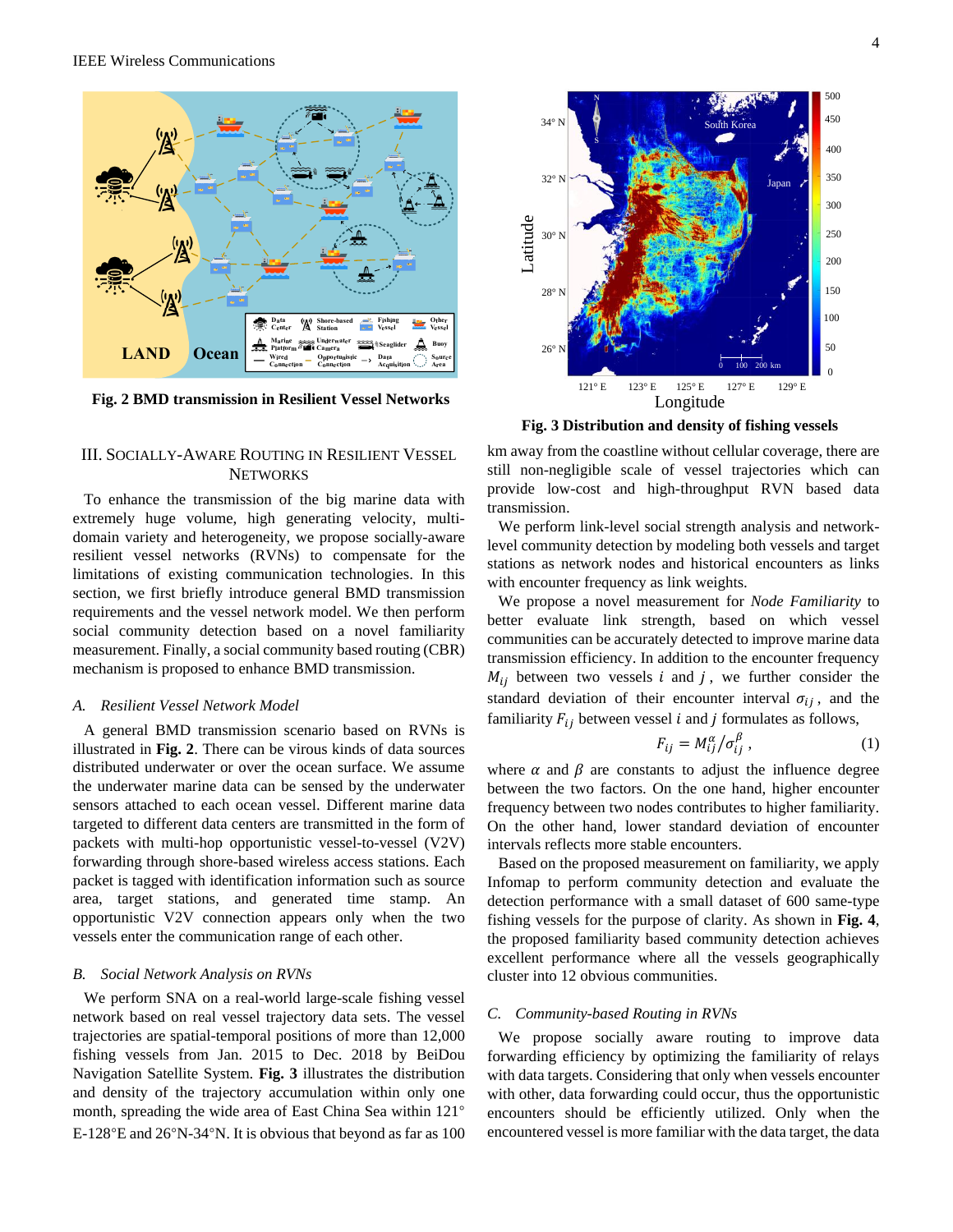Fig. 2 BMD transmission in Resilient Vessel Networks

Fig. 3 Distribution and density of fishing vessels

## III. Socially-Aware Routing in Resilient Vessel Networks

To enhance the transmission of the big marine data with extremely huge volume, high generating velocity, multi-domain variety and heterogeneity, we propose socially-aware resilient vessel networks (RVNs) to compensate the limitations of existing communication technologies. In this section, we first briefly introduce general BMD transmission requirements and the vessel network model. We then perform social community detection based on a novel familiarity measurement. Finally, a social community based routing (CBR) mechanism is proposed to enhance BMD transmission.

### *A. Resilient Vessel Network Model*

A general BMD transmission scenario based on RVNs is illustrated in **Fig. 2**. There can be virous kinds of data sources distributed underwater or over the ocean surface. We assume the underwater marine data can be sensed by the underwater sensors attached to each ocean vessel. Different marine data targeted to different data centers are transmitted in the form of packets with multi-hop opportunistic vessel-to-vessel (V2V) forwarding through shore-based wireless access stations. Each packet is tagged with identification information such as source area, target stations, and generated time stamp. An opportunistic V2V connection appears only when the two vessels enter the communication range of each other.

### *B. Social Network Analysis on RVNs*

We perform SNA on a real-world large-scale fishing vessel network based on real vessel trajectory data sets. The vessel trajectories are spatial-temporal positions of more than 12,000 fishing vessels from Jan. 2015 to Dec. 2018 by BeiDou Navigation Satellite System. **Fig. 3** illustrates the distribution and density of the trajectory accumulation within only one month, spreading the wide area of East China Sea within 121°E-128°E and 26°N-34°N. It is obvious that beyond as far as 100 km away from the coastline without cellular coverage, there are still non-negligible scale of vessel trajectories which can provide low-cost and high-throughput RVN based data transmission.

We perform link-level social strength analysis and network-level community detection by modeling both vessels and target stations as network nodes and historical encounters as links with encounter frequency as link weights.

We propose a novel measurement for *Node Familiarity* to better evaluate link strength, based on which vessel communities can be accurately detected to improve marine data transmission efficiency. In addition to the encounter frequency $M_{ij}$ between two vessels $i$ and $j$, we further consider the standard deviation of their encounter interval $\sigma_{ij}$, and the familiarity $F_{ij}$ between vessel $i$ and $j$ formulates as follows,

$$F_{ij} = M_{ij}^{\alpha} / \sigma_{ij}^{\beta}\,, \tag{1}$$

where $\alpha$ and $\beta$ are constants to adjust the influence degree between the two factors. On the one hand, higher encounter frequency between two nodes contributes to higher familiarity. On the other hand, lower standard deviation of encounter intervals reflects more stable encounters.

Based on the proposed measurement on familiarity, we apply Infomap to perform community detection and evaluate the detection performance with a small dataset of 600 same-type fishing vessels for the purpose of clarity. As shown in **Fig. 4**, the proposed familiarity based community detection achieves excellent performance where all the vessels geographically cluster into 12 obvious communities.

### *C. Community-based Routing in RVNs*

We propose socially aware routing to improve data forwarding efficiency by optimizing the familiarity of relays with data targets. Considering that only when vessels encounter with other, data forwarding could occur, thus the opportunistic encounters should be efficiently utilized. Only when the encountered vessel is more familiar with the data target, the data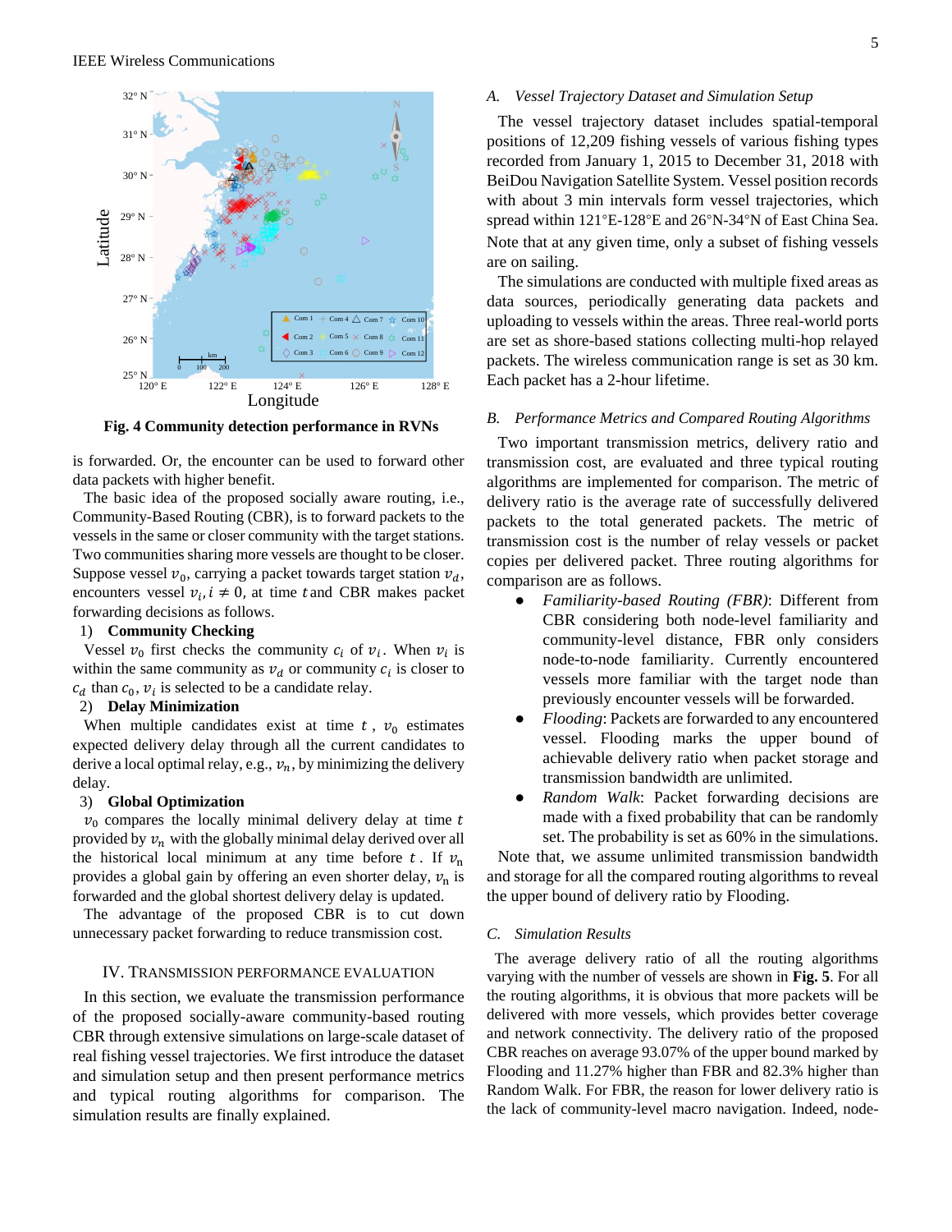**Fig. 4 Community detection performance in RVNs**

is forwarded. Or, the encounter can be used to forward other data packets with higher benefit.

The basic idea of the proposed socially aware routing, i.e., Community-Based Routing (CBR), is to forward packets to the vessels in the same or closer community with the target stations. Two communities sharing more vessels are thought to be closer. Suppose vessel $v_0$, carrying a packet towards target station $v_d$, encounters vessel $v_i, i \neq 0$, at time $t$ and CBR makes packet forwarding decisions as follows.

1) **Community Checking**

Vessel $v_0$ first checks the community $c_i$ of $v_i$. When $v_i$ is within the same community as $v_d$ or community $c_i$ is closer to $c_d$ than $c_0$, $v_i$ is selected to be a candidate relay.

2) **Delay Minimization**

When multiple candidates exist at time $t$, $v_0$ estimates expected delivery delay through all the current candidates to derive a local optimal relay, e.g., $v_n$, by minimizing the delivery delay.

3) **Global Optimization**

$v_0$ compares the locally minimal delivery delay at time $t$ provided by $v_n$ with the globally minimal delay derived over all the historical local minimum at any time before $t$. If $v_n$ provides a global gain by offering an even shorter delay, $v_n$ is forwarded and the global shortest delivery delay is updated.

The advantage of the proposed CBR is to cut down unnecessary packet forwarding to reduce transmission cost.

## IV. Transmission Performance Evaluation

In this section, we evaluate the transmission performance of the proposed socially-aware community-based routing CBR through extensive simulations on large-scale dataset of real fishing vessel trajectories. We first introduce the dataset and simulation setup and then present performance metrics and typical routing algorithms for comparison. The simulation results are finally explained.

### A. *Vessel Trajectory Dataset and Simulation Setup*

The vessel trajectory dataset includes spatial-temporal positions of 12,209 fishing vessels of various fishing types recorded from January 1, 2015 to December 31, 2018 with BeiDou Navigation Satellite System. Vessel position records with about 3 min intervals form vessel trajectories, which spread within 121°E-128°E and 26°N-34°N of East China Sea. Note that at any given time, only a subset of fishing vessels are on sailing.

The simulations are conducted with multiple fixed areas as data sources, periodically generating data packets and uploading to vessels within the areas. Three real-world ports are set as shore-based stations collecting multi-hop relayed packets. The wireless communication range is set as 30 km. Each packet has a 2-hour lifetime.

### B. *Performance Metrics and Compared Routing Algorithms*

Two important transmission metrics, delivery ratio and transmission cost, are evaluated and three typical routing algorithms are implemented for comparison. The metric of delivery ratio is the average rate of successfully delivered packets to the total generated packets. The metric of transmission cost is the number of relay vessels or packet copies per delivered packet. Three routing algorithms for comparison are as follows.

- *Familiarity-based Routing (FBR)*: Different from CBR considering both node-level familiarity and community-level distance, FBR only considers node-to-node familiarity. Currently encountered vessels more familiar with the target node than previously encounter vessels will be forwarded.
- *Flooding*: Packets are forwarded to any encountered vessel. Flooding marks the upper bound of achievable delivery ratio when packet storage and transmission bandwidth are unlimited.
- *Random Walk*: Packet forwarding decisions are made with a fixed probability that can be randomly set. The probability is set as 60% in the simulations.

Note that, we assume unlimited transmission bandwidth and storage for all the compared routing algorithms to reveal the upper bound of delivery ratio by Flooding.

### C. *Simulation Results*

The average delivery ratio of all the routing algorithms varying with the number of vessels are shown in **Fig. 5**. For all the routing algorithms, it is obvious that more packets will be delivered with more vessels, which provides better coverage and network connectivity. The delivery ratio of the proposed CBR reaches on average 93.07% of the upper bound marked by Flooding and 11.27% higher than FBR and 82.3% higher than Random Walk. For FBR, the reason for lower delivery ratio is the lack of community-level macro navigation. Indeed, node-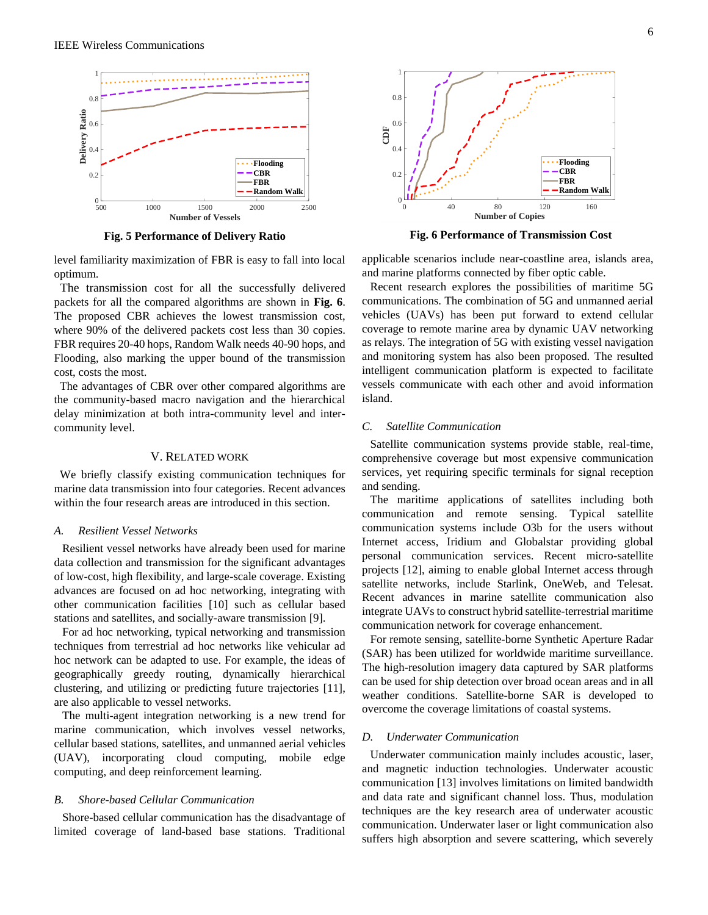Fig. 5 Performance of Delivery Ratio

Fig. 6 Performance of Transmission Cost

level familiarity maximization of FBR is easy to fall into local optimum.

The transmission cost for all the successfully delivered packets for all the compared algorithms are shown in **Fig. 6**. The proposed CBR achieves the lowest transmission cost, where 90% of the delivered packets cost less than 30 copies. FBR requires 20-40 hops, Random Walk needs 40-90 hops, and Flooding, also marking the upper bound of the transmission cost, costs the most.

The advantages of CBR over other compared algorithms are the community-based macro navigation and the hierarchical delay minimization at both intra-community level and inter-community level.

## V. Related Work

We briefly classify existing communication techniques for marine data transmission into four categories. Recent advances within the four research areas are introduced in this section.

### *A. Resilient Vessel Networks*

Resilient vessel networks have already been used for marine data collection and transmission for the significant advantages of low-cost, high flexibility, and large-scale coverage. Existing advances are focused on ad hoc networking, integrating with other communication facilities [10] such as cellular based stations and satellites, and socially-aware transmission [9].

For ad hoc networking, typical networking and transmission techniques from terrestrial ad hoc networks like vehicular ad hoc network can be adapted to use. For example, the ideas of geographically greedy routing, dynamically hierarchical clustering, and utilizing or predicting future trajectories [11], are also applicable to vessel networks.

The multi-agent integration networking is a new trend for marine communication, which involves vessel networks, cellular based stations, satellites, and unmanned aerial vehicles (UAV), incorporating cloud computing, mobile edge computing, and deep reinforcement learning.

### *B. Shore-based Cellular Communication*

Shore-based cellular communication has the disadvantage of limited coverage of land-based base stations. Traditional applicable scenarios include near-coastline area, islands area, and marine platforms connected by fiber optic cable.

Recent research explores the possibilities of maritime 5G communications. The combination of 5G and unmanned aerial vehicles (UAVs) has been put forward to extend cellular coverage to remote marine area by dynamic UAV networking as relays. The integration of 5G with existing vessel navigation and monitoring system has also been proposed. The resulted intelligent communication platform is expected to facilitate vessels communicate with each other and avoid information island.

### *C. Satellite Communication*

Satellite communication systems provide stable, real-time, comprehensive coverage but most expensive communication services, yet requiring specific terminals for signal reception and sending.

The maritime applications of satellites including both communication and remote sensing. Typical satellite communication systems include O3b for the users without Internet access, Iridium and Globalstar providing global personal communication services. Recent micro-satellite projects [12], aiming to enable global Internet access through satellite networks, include Starlink, OneWeb, and Telesat. Recent advances in marine satellite communication also integrate UAVs to construct hybrid satellite-terrestrial maritime communication network for coverage enhancement.

For remote sensing, satellite-borne Synthetic Aperture Radar (SAR) has been utilized for worldwide maritime surveillance. The high-resolution imagery data captured by SAR platforms can be used for ship detection over broad ocean areas and in all weather conditions. Satellite-borne SAR is developed to overcome the coverage limitations of coastal systems.

### *D. Underwater Communication*

Underwater communication mainly includes acoustic, laser, and magnetic induction technologies. Underwater acoustic communication [13] involves limitations on limited bandwidth and data rate and significant channel loss. Thus, modulation techniques are the key research area of underwater acoustic communication. Underwater laser or light communication also suffers high absorption and severe scattering, which severely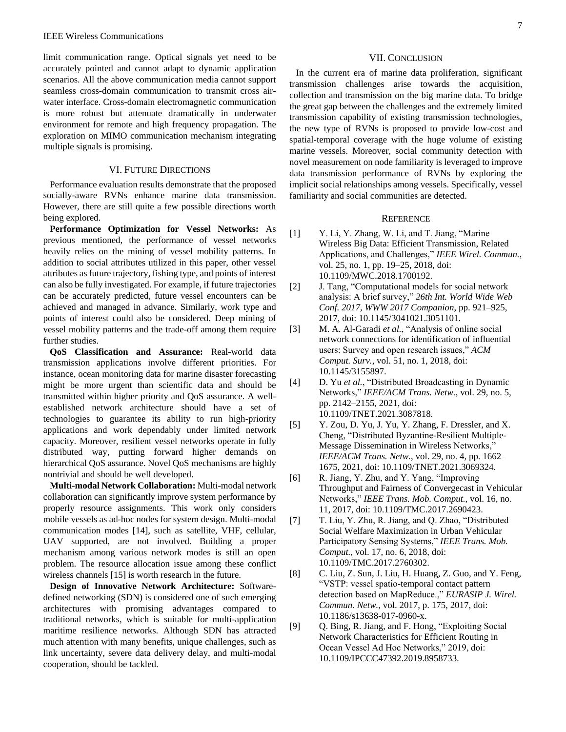limit communication range. Optical signals yet need to be accurately pointed and cannot adapt to dynamic application scenarios. All the above communication media cannot support seamless cross-domain communication to transmit cross air-water interface. Cross-domain electromagnetic communication is more robust but attenuate dramatically in underwater environment for remote and high frequency propagation. The exploration on MIMO communication mechanism integrating multiple signals is promising.

## VI. Future Directions

Performance evaluation results demonstrate that the proposed socially-aware RVNs enhance marine data transmission. However, there are still quite a few possible directions worth being explored.

**Performance Optimization for Vessel Networks:** As previous mentioned, the performance of vessel networks heavily relies on the mining of vessel mobility patterns. In addition to social attributes utilized in this paper, other vessel attributes as future trajectory, fishing type, and points of interest can also be fully investigated. For example, if future trajectories can be accurately predicted, future vessel encounters can be achieved and managed in advance. Similarly, work type and points of interest could also be considered. Deep mining of vessel mobility patterns and the trade-off among them require further studies.

**QoS Classification and Assurance:** Real-world data transmission applications involve different priorities. For instance, ocean monitoring data for marine disaster forecasting might be more urgent than scientific data and should be transmitted within higher priority and QoS assurance. A well-established network architecture should have a set of technologies to guarantee its ability to run high-priority applications and work dependably under limited network capacity. Moreover, resilient vessel networks operate in fully distributed way, putting forward higher demands on hierarchical QoS assurance. Novel QoS mechanisms are highly nontrivial and should be well developed.

**Multi-modal Network Collaboration:** Multi-modal network collaboration can significantly improve system performance by properly resource assignments. This work only considers mobile vessels as ad-hoc nodes for system design. Multi-modal communication modes [14], such as satellite, VHF, cellular, UAV supported, are not involved. Building a proper mechanism among various network modes is still an open problem. The resource allocation issue among these conflict wireless channels [15] is worth research in the future.

**Design of Innovative Network Architecture:** Software-defined networking (SDN) is considered one of such emerging architectures with promising advantages compared to traditional networks, which is suitable for multi-application maritime resilience networks. Although SDN has attracted much attention with many benefits, unique challenges, such as link uncertainty, severe data delivery delay, and multi-modal cooperation, should be tackled.

## VII. Conclusion

In the current era of marine data proliferation, significant transmission challenges arise towards the acquisition, collection and transmission on the big marine data. To bridge the great gap between the challenges and the extremely limited transmission capability of existing transmission technologies, the new type of RVNs is proposed to provide low-cost and spatial-temporal coverage with the huge volume of existing marine vessels. Moreover, social community detection with novel measurement on node familiarity is leveraged to improve data transmission performance of RVNs by exploring the implicit social relationships among vessels. Specifically, vessel familiarity and social communities are detected.

## Reference

[1] Y. Li, Y. Zhang, W. Li, and T. Jiang, "Marine Wireless Big Data: Efficient Transmission, Related Applications, and Challenges," *IEEE Wirel. Commun.*, vol. 25, no. 1, pp. 19–25, 2018, doi: 10.1109/MWC.2018.1700192.

[2] J. Tang, "Computational models for social network analysis: A brief survey," *26th Int. World Wide Web Conf. 2017, WWW 2017 Companion*, pp. 921–925, 2017, doi: 10.1145/3041021.3051101.

[3] M. A. Al-Garadi *et al.*, "Analysis of online social network connections for identification of influential users: Survey and open research issues," *ACM Comput. Surv.*, vol. 51, no. 1, 2018, doi: 10.1145/3155897.

[4] D. Yu *et al.*, "Distributed Broadcasting in Dynamic Networks," *IEEE/ACM Trans. Netw.*, vol. 29, no. 5, pp. 2142–2155, 2021, doi: 10.1109/TNET.2021.3087818.

[5] Y. Zou, D. Yu, J. Yu, Y. Zhang, F. Dressler, and X. Cheng, "Distributed Byzantine-Resilient Multiple-Message Dissemination in Wireless Networks," *IEEE/ACM Trans. Netw.*, vol. 29, no. 4, pp. 1662–1675, 2021, doi: 10.1109/TNET.2021.3069324.

[6] R. Jiang, Y. Zhu, and Y. Yang, "Improving Throughput and Fairness of Convergecast in Vehicular Networks," *IEEE Trans. Mob. Comput.*, vol. 16, no. 11, 2017, doi: 10.1109/TMC.2017.2690423.

[7] T. Liu, Y. Zhu, R. Jiang, and Q. Zhao, "Distributed Social Welfare Maximization in Urban Vehicular Participatory Sensing Systems," *IEEE Trans. Mob. Comput.*, vol. 17, no. 6, 2018, doi: 10.1109/TMC.2017.2760302.

[8] C. Liu, Z. Sun, J. Liu, H. Huang, Z. Guo, and Y. Feng, "VSTP: vessel spatio-temporal contact pattern detection based on MapReduce.," *EURASIP J. Wirel. Commun. Netw.*, vol. 2017, p. 175, 2017, doi: 10.1186/s13638-017-0960-x.

[9] Q. Bing, R. Jiang, and F. Hong, "Exploiting Social Network Characteristics for Efficient Routing in Ocean Vessel Ad Hoc Networks," 2019, doi: 10.1109/IPCCC47392.2019.8958733.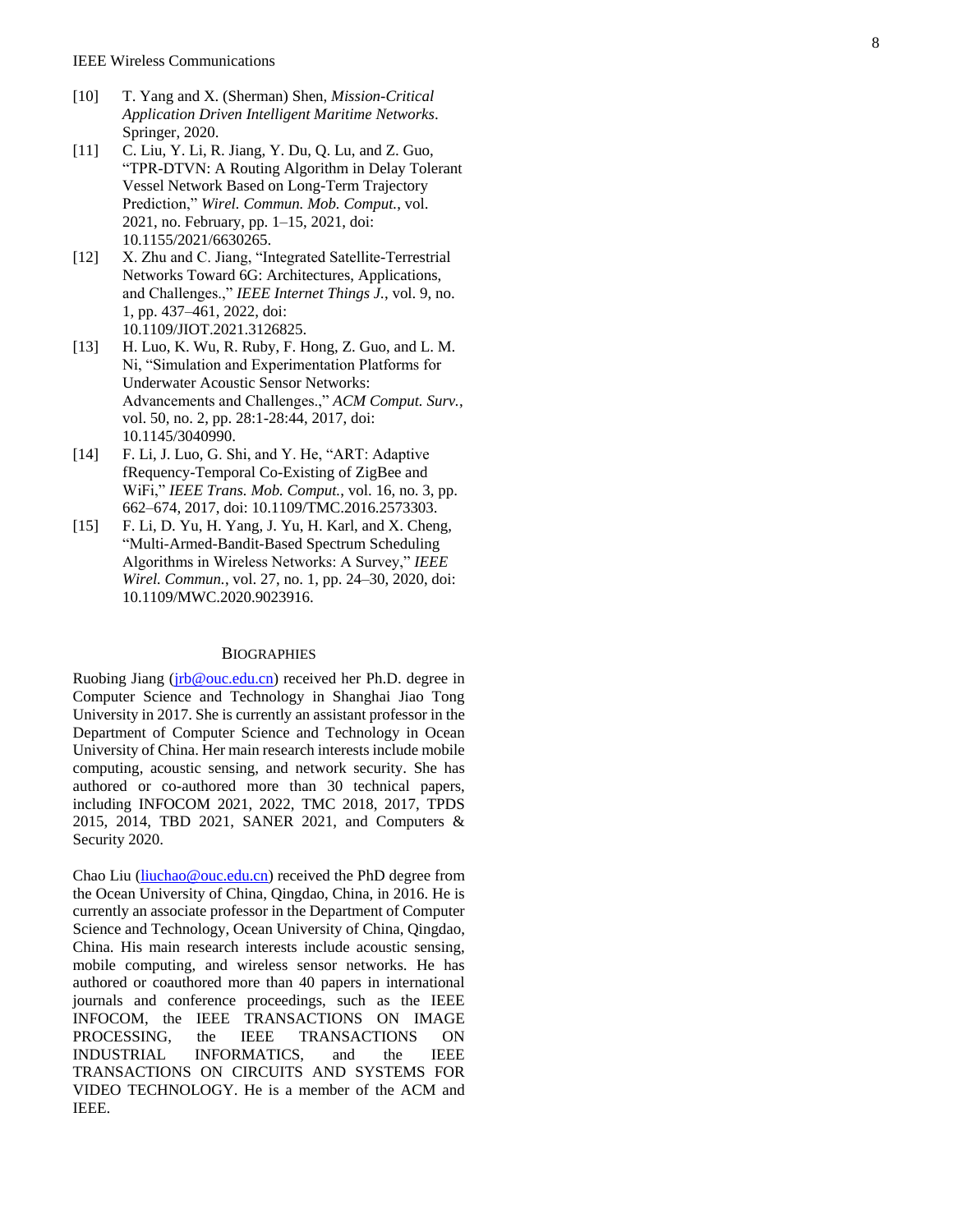[10] T. Yang and X. (Sherman) Shen, *Mission-Critical Application Driven Intelligent Maritime Networks*. Springer, 2020.

[11] C. Liu, Y. Li, R. Jiang, Y. Du, Q. Lu, and Z. Guo, "TPR-DTVN: A Routing Algorithm in Delay Tolerant Vessel Network Based on Long-Term Trajectory Prediction," *Wirel. Commun. Mob. Comput.*, vol. 2021, no. February, pp. 1–15, 2021, doi: 10.1155/2021/6630265.

[12] X. Zhu and C. Jiang, "Integrated Satellite-Terrestrial Networks Toward 6G: Architectures, Applications, and Challenges.," *IEEE Internet Things J.*, vol. 9, no. 1, pp. 437–461, 2022, doi: 10.1109/JIOT.2021.3126825.

[13] H. Luo, K. Wu, R. Ruby, F. Hong, Z. Guo, and L. M. Ni, "Simulation and Experimentation Platforms for Underwater Acoustic Sensor Networks: Advancements and Challenges.," *ACM Comput. Surv.*, vol. 50, no. 2, pp. 28:1-28:44, 2017, doi: 10.1145/3040990.

[14] F. Li, J. Luo, G. Shi, and Y. He, "ART: Adaptive fRequency-Temporal Co-Existing of ZigBee and WiFi," *IEEE Trans. Mob. Comput.*, vol. 16, no. 3, pp. 662–674, 2017, doi: 10.1109/TMC.2016.2573303.

[15] F. Li, D. Yu, H. Yang, J. Yu, H. Karl, and X. Cheng, "Multi-Armed-Bandit-Based Spectrum Scheduling Algorithms in Wireless Networks: A Survey," *IEEE Wirel. Commun.*, vol. 27, no. 1, pp. 24–30, 2020, doi: 10.1109/MWC.2020.9023916.

## BIOGRAPHIES

Ruobing Jiang (jrb@ouc.edu.cn) received her Ph.D. degree in Computer Science and Technology in Shanghai Jiao Tong University in 2017. She is currently an assistant professor in the Department of Computer Science and Technology in Ocean University of China. Her main research interests include mobile computing, acoustic sensing, and network security. She has authored or co-authored more than 30 technical papers, including INFOCOM 2021, 2022, TMC 2018, 2017, TPDS 2015, 2014, TBD 2021, SANER 2021, and Computers & Security 2020.

Chao Liu (liuchao@ouc.edu.cn) received the PhD degree from the Ocean University of China, Qingdao, China, in 2016. He is currently an associate professor in the Department of Computer Science and Technology, Ocean University of China, Qingdao, China. His main research interests include acoustic sensing, mobile computing, and wireless sensor networks. He has authored or coauthored more than 40 papers in international journals and conference proceedings, such as the IEEE INFOCOM, the IEEE TRANSACTIONS ON IMAGE PROCESSING, the IEEE TRANSACTIONS ON INDUSTRIAL INFORMATICS, and the IEEE TRANSACTIONS ON CIRCUITS AND SYSTEMS FOR VIDEO TECHNOLOGY. He is a member of the ACM and IEEE.